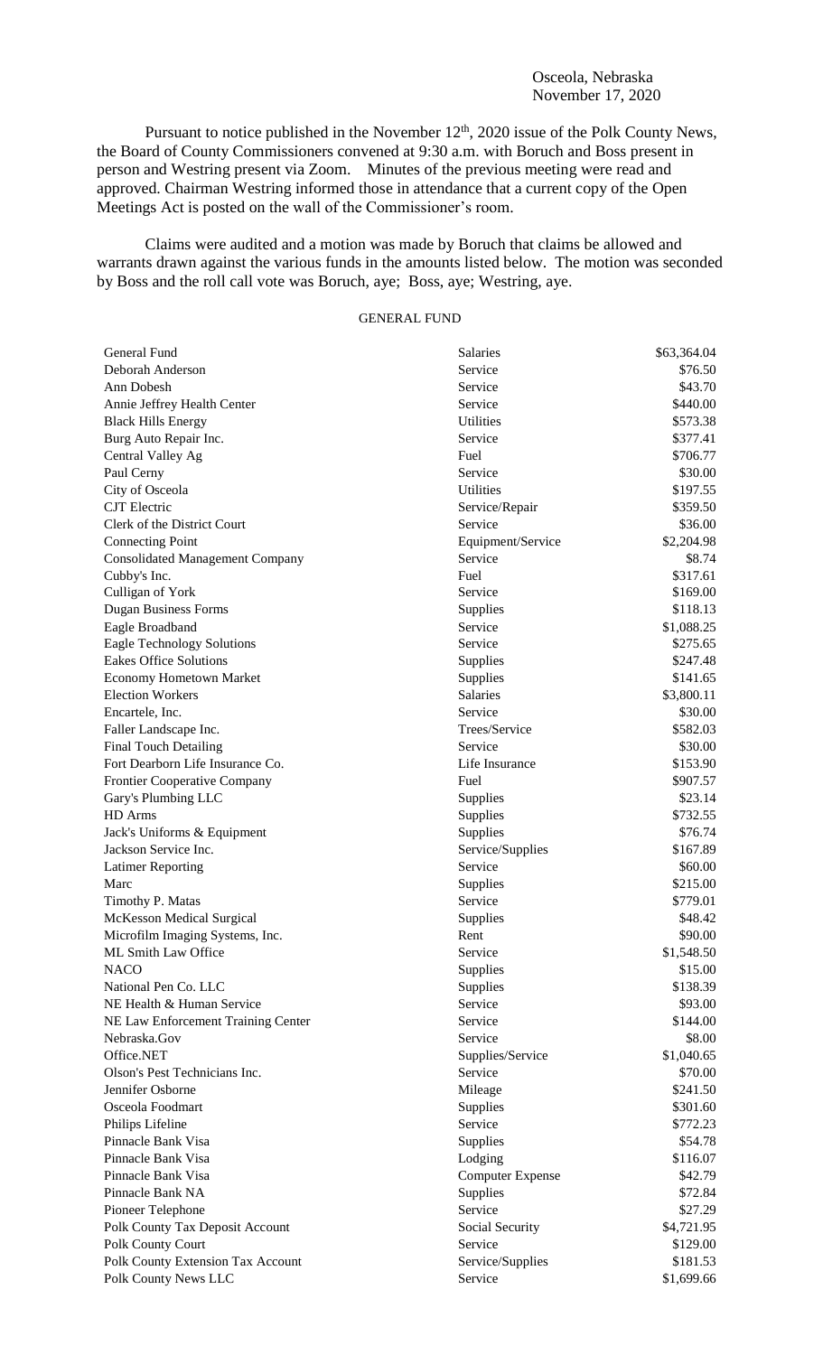Osceola, Nebraska
November 17, 2020

Pursuant to notice published in the November 12th, 2020 issue of the Polk County News, the Board of County Commissioners convened at 9:30 a.m. with Boruch and Boss present in person and Westring present via Zoom. Minutes of the previous meeting were read and approved. Chairman Westring informed those in attendance that a current copy of the Open Meetings Act is posted on the wall of the Commissioner's room.

Claims were audited and a motion was made by Boruch that claims be allowed and warrants drawn against the various funds in the amounts listed below. The motion was seconded by Boss and the roll call vote was Boruch, aye; Boss, aye; Westring, aye.

GENERAL FUND

| | | |
|---|---|---|
| General Fund | Salaries | $63,364.04 |
| Deborah Anderson | Service | $76.50 |
| Ann Dobesh | Service | $43.70 |
| Annie Jeffrey Health Center | Service | $440.00 |
| Black Hills Energy | Utilities | $573.38 |
| Burg Auto Repair Inc. | Service | $377.41 |
| Central Valley Ag | Fuel | $706.77 |
| Paul Cerny | Service | $30.00 |
| City of Osceola | Utilities | $197.55 |
| CJT Electric | Service/Repair | $359.50 |
| Clerk of the District Court | Service | $36.00 |
| Connecting Point | Equipment/Service | $2,204.98 |
| Consolidated Management Company | Service | $8.74 |
| Cubby's Inc. | Fuel | $317.61 |
| Culligan of York | Service | $169.00 |
| Dugan Business Forms | Supplies | $118.13 |
| Eagle Broadband | Service | $1,088.25 |
| Eagle Technology Solutions | Service | $275.65 |
| Eakes Office Solutions | Supplies | $247.48 |
| Economy Hometown Market | Supplies | $141.65 |
| Election Workers | Salaries | $3,800.11 |
| Encartele, Inc. | Service | $30.00 |
| Faller Landscape Inc. | Trees/Service | $582.03 |
| Final Touch Detailing | Service | $30.00 |
| Fort Dearborn Life Insurance Co. | Life Insurance | $153.90 |
| Frontier Cooperative Company | Fuel | $907.57 |
| Gary's Plumbing LLC | Supplies | $23.14 |
| HD Arms | Supplies | $732.55 |
| Jack's Uniforms & Equipment | Supplies | $76.74 |
| Jackson Service Inc. | Service/Supplies | $167.89 |
| Latimer Reporting | Service | $60.00 |
| Marc | Supplies | $215.00 |
| Timothy P. Matas | Service | $779.01 |
| McKesson Medical Surgical | Supplies | $48.42 |
| Microfilm Imaging Systems, Inc. | Rent | $90.00 |
| ML Smith Law Office | Service | $1,548.50 |
| NACO | Supplies | $15.00 |
| National Pen Co. LLC | Supplies | $138.39 |
| NE Health & Human Service | Service | $93.00 |
| NE Law Enforcement Training Center | Service | $144.00 |
| Nebraska.Gov | Service | $8.00 |
| Office.NET | Supplies/Service | $1,040.65 |
| Olson's Pest Technicians Inc. | Service | $70.00 |
| Jennifer Osborne | Mileage | $241.50 |
| Osceola Foodmart | Supplies | $301.60 |
| Philips Lifeline | Service | $772.23 |
| Pinnacle Bank Visa | Supplies | $54.78 |
| Pinnacle Bank Visa | Lodging | $116.07 |
| Pinnacle Bank Visa | Computer Expense | $42.79 |
| Pinnacle Bank NA | Supplies | $72.84 |
| Pioneer Telephone | Service | $27.29 |
| Polk County Tax Deposit Account | Social Security | $4,721.95 |
| Polk County Court | Service | $129.00 |
| Polk County Extension Tax Account | Service/Supplies | $181.53 |
| Polk County News LLC | Service | $1,699.66 |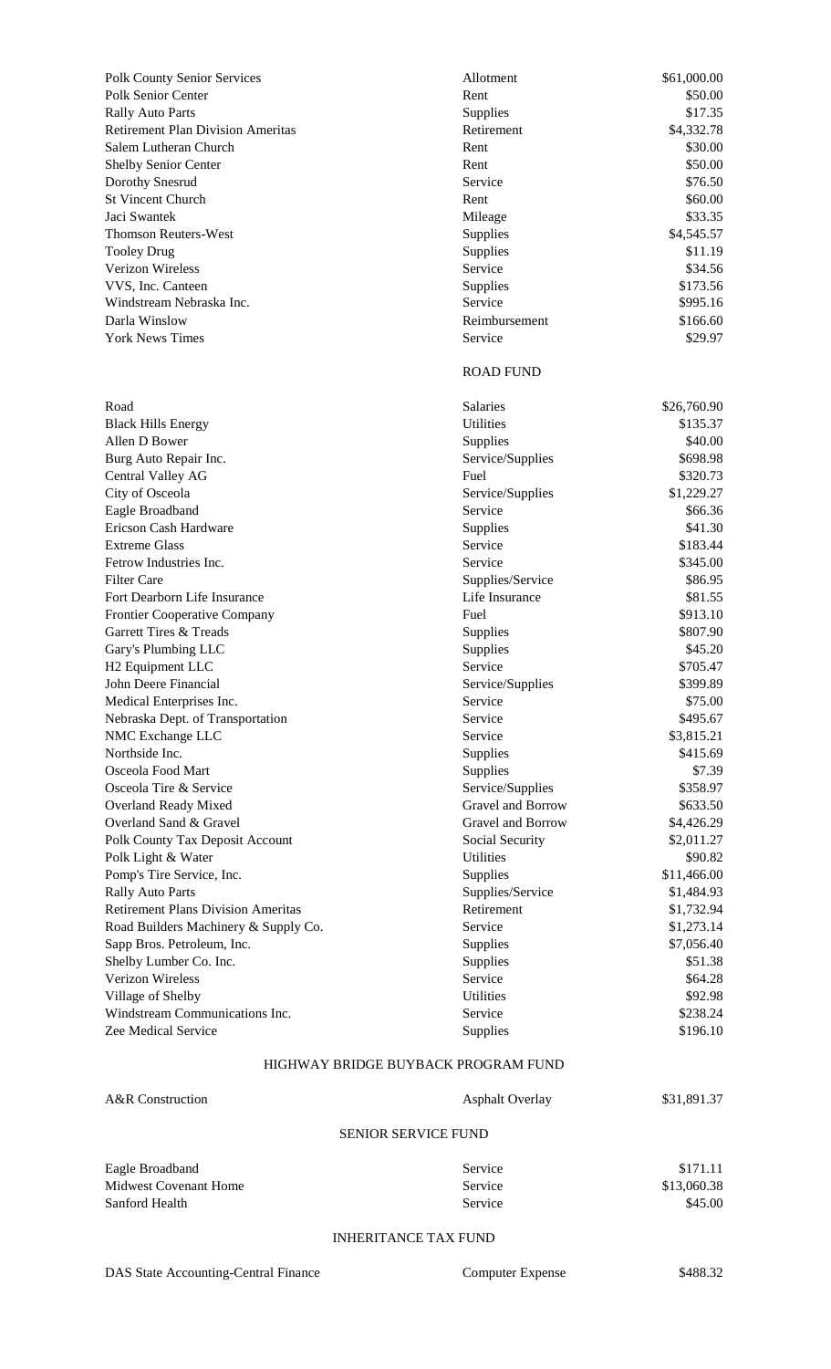| | | |
|---|---|---|
| Polk County Senior Services | Allotment | $61,000.00 |
| Polk Senior Center | Rent | $50.00 |
| Rally Auto Parts | Supplies | $17.35 |
| Retirement Plan Division Ameritas | Retirement | $4,332.78 |
| Salem Lutheran Church | Rent | $30.00 |
| Shelby Senior Center | Rent | $50.00 |
| Dorothy Snesrud | Service | $76.50 |
| St Vincent Church | Rent | $60.00 |
| Jaci Swantek | Mileage | $33.35 |
| Thomson Reuters-West | Supplies | $4,545.57 |
| Tooley Drug | Supplies | $11.19 |
| Verizon Wireless | Service | $34.56 |
| VVS, Inc. Canteen | Supplies | $173.56 |
| Windstream Nebraska Inc. | Service | $995.16 |
| Darla Winslow | Reimbursement | $166.60 |
| York News Times | Service | $29.97 |

## ROAD FUND

| | | |
|---|---|---|
| Road | Salaries | $26,760.90 |
| Black Hills Energy | Utilities | $135.37 |
| Allen D Bower | Supplies | $40.00 |
| Burg Auto Repair Inc. | Service/Supplies | $698.98 |
| Central Valley AG | Fuel | $320.73 |
| City of Osceola | Service/Supplies | $1,229.27 |
| Eagle Broadband | Service | $66.36 |
| Ericson Cash Hardware | Supplies | $41.30 |
| Extreme Glass | Service | $183.44 |
| Fetrow Industries Inc. | Service | $345.00 |
| Filter Care | Supplies/Service | $86.95 |
| Fort Dearborn Life Insurance | Life Insurance | $81.55 |
| Frontier Cooperative Company | Fuel | $913.10 |
| Garrett Tires & Treads | Supplies | $807.90 |
| Gary's Plumbing LLC | Supplies | $45.20 |
| H2 Equipment LLC | Service | $705.47 |
| John Deere Financial | Service/Supplies | $399.89 |
| Medical Enterprises Inc. | Service | $75.00 |
| Nebraska Dept. of Transportation | Service | $495.67 |
| NMC Exchange LLC | Service | $3,815.21 |
| Northside Inc. | Supplies | $415.69 |
| Osceola Food Mart | Supplies | $7.39 |
| Osceola Tire & Service | Service/Supplies | $358.97 |
| Overland Ready Mixed | Gravel and Borrow | $633.50 |
| Overland Sand & Gravel | Gravel and Borrow | $4,426.29 |
| Polk County Tax Deposit Account | Social Security | $2,011.27 |
| Polk Light & Water | Utilities | $90.82 |
| Pomp's Tire Service, Inc. | Supplies | $11,466.00 |
| Rally Auto Parts | Supplies/Service | $1,484.93 |
| Retirement Plans Division Ameritas | Retirement | $1,732.94 |
| Road Builders Machinery & Supply Co. | Service | $1,273.14 |
| Sapp Bros. Petroleum, Inc. | Supplies | $7,056.40 |
| Shelby Lumber Co. Inc. | Supplies | $51.38 |
| Verizon Wireless | Service | $64.28 |
| Village of Shelby | Utilities | $92.98 |
| Windstream Communications Inc. | Service | $238.24 |
| Zee Medical Service | Supplies | $196.10 |

## HIGHWAY BRIDGE BUYBACK PROGRAM FUND

| | | |
|---|---|---|
| A&R Construction | Asphalt Overlay | $31,891.37 |

## SENIOR SERVICE FUND

| | | |
|---|---|---|
| Eagle Broadband | Service | $171.11 |
| Midwest Covenant Home | Service | $13,060.38 |
| Sanford Health | Service | $45.00 |

## INHERITANCE TAX FUND

| | | |
|---|---|---|
| DAS State Accounting-Central Finance | Computer Expense | $488.32 |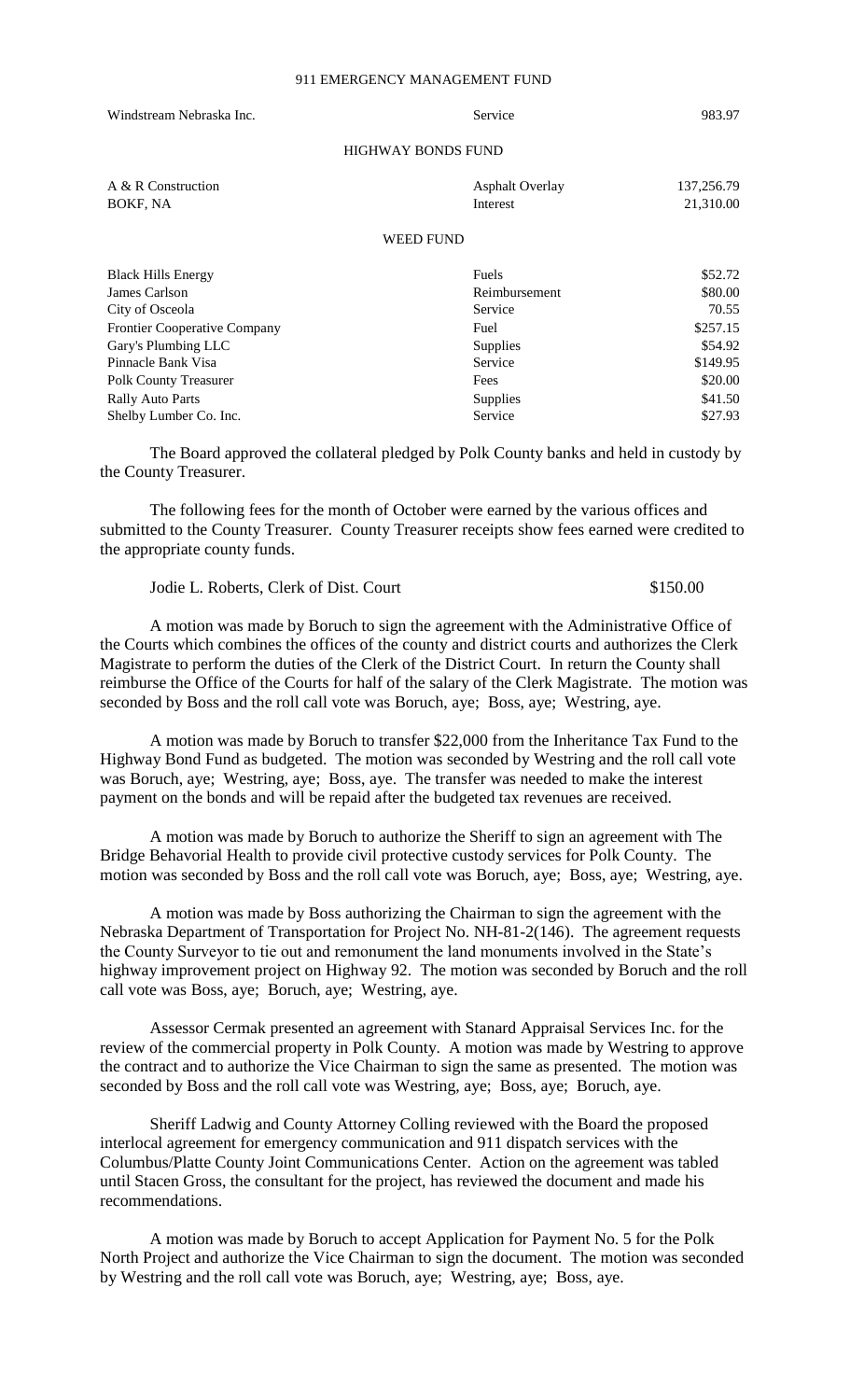911 EMERGENCY MANAGEMENT FUND

| | | |
|---|---|---|
| Windstream Nebraska Inc. | Service | 983.97 |

HIGHWAY BONDS FUND

| | | |
|---|---|---|
| A & R Construction | Asphalt Overlay | 137,256.79 |
| BOKF, NA | Interest | 21,310.00 |

WEED FUND

| | | |
|---|---|---|
| Black Hills Energy | Fuels | $52.72 |
| James Carlson | Reimbursement | $80.00 |
| City of Osceola | Service | 70.55 |
| Frontier Cooperative Company | Fuel | $257.15 |
| Gary's Plumbing LLC | Supplies | $54.92 |
| Pinnacle Bank Visa | Service | $149.95 |
| Polk County Treasurer | Fees | $20.00 |
| Rally Auto Parts | Supplies | $41.50 |
| Shelby Lumber Co. Inc. | Service | $27.93 |

The Board approved the collateral pledged by Polk County banks and held in custody by the County Treasurer.

The following fees for the month of October were earned by the various offices and submitted to the County Treasurer. County Treasurer receipts show fees earned were credited to the appropriate county funds.

| | |
|---|---|
| Jodie L. Roberts, Clerk of Dist. Court | $150.00 |

A motion was made by Boruch to sign the agreement with the Administrative Office of the Courts which combines the offices of the county and district courts and authorizes the Clerk Magistrate to perform the duties of the Clerk of the District Court. In return the County shall reimburse the Office of the Courts for half of the salary of the Clerk Magistrate. The motion was seconded by Boss and the roll call vote was Boruch, aye; Boss, aye; Westring, aye.

A motion was made by Boruch to transfer $22,000 from the Inheritance Tax Fund to the Highway Bond Fund as budgeted. The motion was seconded by Westring and the roll call vote was Boruch, aye; Westring, aye; Boss, aye. The transfer was needed to make the interest payment on the bonds and will be repaid after the budgeted tax revenues are received.

A motion was made by Boruch to authorize the Sheriff to sign an agreement with The Bridge Behavorial Health to provide civil protective custody services for Polk County. The motion was seconded by Boss and the roll call vote was Boruch, aye; Boss, aye; Westring, aye.

A motion was made by Boss authorizing the Chairman to sign the agreement with the Nebraska Department of Transportation for Project No. NH-81-2(146). The agreement requests the County Surveyor to tie out and remonument the land monuments involved in the State's highway improvement project on Highway 92. The motion was seconded by Boruch and the roll call vote was Boss, aye; Boruch, aye; Westring, aye.

Assessor Cermak presented an agreement with Stanard Appraisal Services Inc. for the review of the commercial property in Polk County. A motion was made by Westring to approve the contract and to authorize the Vice Chairman to sign the same as presented. The motion was seconded by Boss and the roll call vote was Westring, aye; Boss, aye; Boruch, aye.

Sheriff Ladwig and County Attorney Colling reviewed with the Board the proposed interlocal agreement for emergency communication and 911 dispatch services with the Columbus/Platte County Joint Communications Center. Action on the agreement was tabled until Stacen Gross, the consultant for the project, has reviewed the document and made his recommendations.

A motion was made by Boruch to accept Application for Payment No. 5 for the Polk North Project and authorize the Vice Chairman to sign the document. The motion was seconded by Westring and the roll call vote was Boruch, aye; Westring, aye; Boss, aye.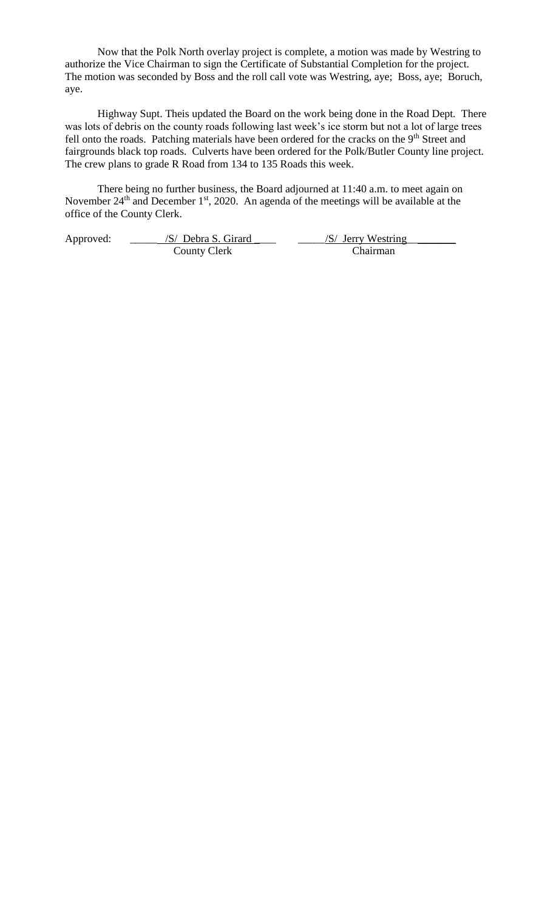Now that the Polk North overlay project is complete, a motion was made by Westring to authorize the Vice Chairman to sign the Certificate of Substantial Completion for the project. The motion was seconded by Boss and the roll call vote was Westring, aye; Boss, aye; Boruch, aye.

Highway Supt. Theis updated the Board on the work being done in the Road Dept. There was lots of debris on the county roads following last week's ice storm but not a lot of large trees fell onto the roads. Patching materials have been ordered for the cracks on the 9th Street and fairgrounds black top roads. Culverts have been ordered for the Polk/Butler County line project. The crew plans to grade R Road from 134 to 135 Roads this week.

There being no further business, the Board adjourned at 11:40 a.m. to meet again on November 24th and December 1st, 2020. An agenda of the meetings will be available at the office of the County Clerk.

Approved: /S/ Debra S. Girard — County Clerk

/S/ Jerry Westring — Chairman